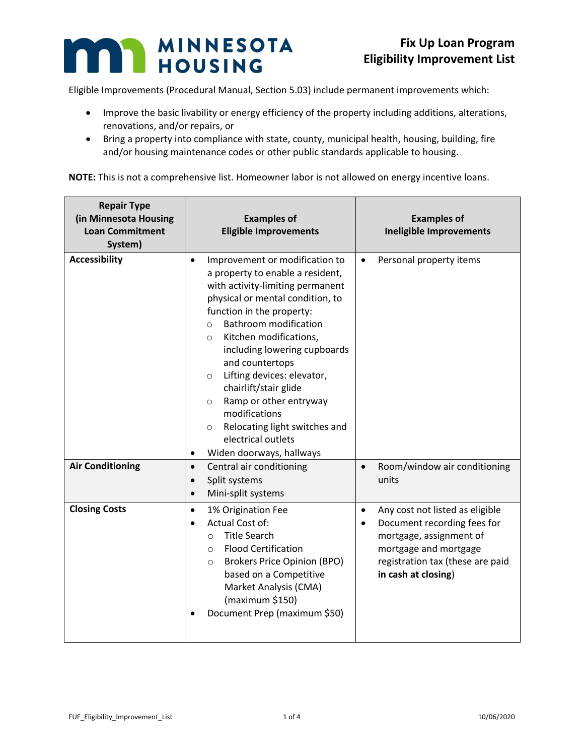# MINNESOTA HOUSING

## Fix Up Loan Program
## Eligibility Improvement List

Eligible Improvements (Procedural Manual, Section 5.03) include permanent improvements which:

- Improve the basic livability or energy efficiency of the property including additions, alterations, renovations, and/or repairs, or
- Bring a property into compliance with state, county, municipal health, housing, building, fire and/or housing maintenance codes or other public standards applicable to housing.

**NOTE:** This is not a comprehensive list. Homeowner labor is not allowed on energy incentive loans.

| Repair Type (in Minnesota Housing Loan Commitment System) | Examples of Eligible Improvements | Examples of Ineligible Improvements |
|---|---|---|
| **Accessibility** | • Improvement or modification to a property to enable a resident, with activity-limiting permanent physical or mental condition, to function in the property:<br>  ○ Bathroom modification<br>  ○ Kitchen modifications, including lowering cupboards and countertops<br>  ○ Lifting devices: elevator, chairlift/stair glide<br>  ○ Ramp or other entryway modifications<br>  ○ Relocating light switches and electrical outlets<br>• Widen doorways, hallways | • Personal property items |
| **Air Conditioning** | • Central air conditioning<br>• Split systems<br>• Mini-split systems | • Room/window air conditioning units |
| **Closing Costs** | • 1% Origination Fee<br>• Actual Cost of:<br>  ○ Title Search<br>  ○ Flood Certification<br>  ○ Brokers Price Opinion (BPO) based on a Competitive Market Analysis (CMA) (maximum $150)<br>• Document Prep (maximum $50) | • Any cost not listed as eligible<br>• Document recording fees for mortgage, assignment of mortgage and mortgage registration tax (these are paid **in cash at closing**) |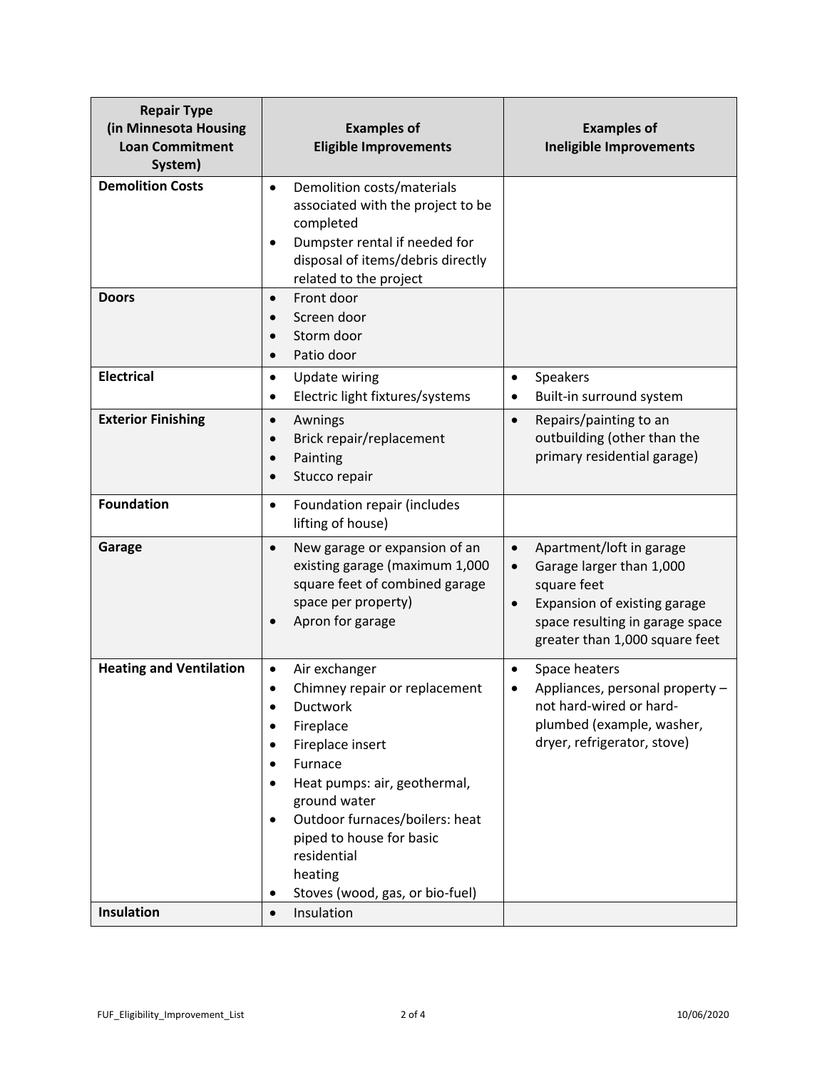| Repair Type (in Minnesota Housing Loan Commitment System) | Examples of Eligible Improvements | Examples of Ineligible Improvements |
|---|---|---|
| **Demolition Costs** | • Demolition costs/materials associated with the project to be completed<br>• Dumpster rental if needed for disposal of items/debris directly related to the project | |
| **Doors** | • Front door<br>• Screen door<br>• Storm door<br>• Patio door | |
| **Electrical** | • Update wiring<br>• Electric light fixtures/systems | • Speakers<br>• Built-in surround system |
| **Exterior Finishing** | • Awnings<br>• Brick repair/replacement<br>• Painting<br>• Stucco repair | • Repairs/painting to an outbuilding (other than the primary residential garage) |
| **Foundation** | • Foundation repair (includes lifting of house) | |
| **Garage** | • New garage or expansion of an existing garage (maximum 1,000 square feet of combined garage space per property)<br>• Apron for garage | • Apartment/loft in garage<br>• Garage larger than 1,000 square feet<br>• Expansion of existing garage space resulting in garage space greater than 1,000 square feet |
| **Heating and Ventilation** | • Air exchanger<br>• Chimney repair or replacement<br>• Ductwork<br>• Fireplace<br>• Fireplace insert<br>• Furnace<br>• Heat pumps: air, geothermal, ground water<br>• Outdoor furnaces/boilers: heat piped to house for basic residential heating<br>• Stoves (wood, gas, or bio-fuel) | • Space heaters<br>• Appliances, personal property – not hard-wired or hard-plumbed (example, washer, dryer, refrigerator, stove) |
| **Insulation** | • Insulation | |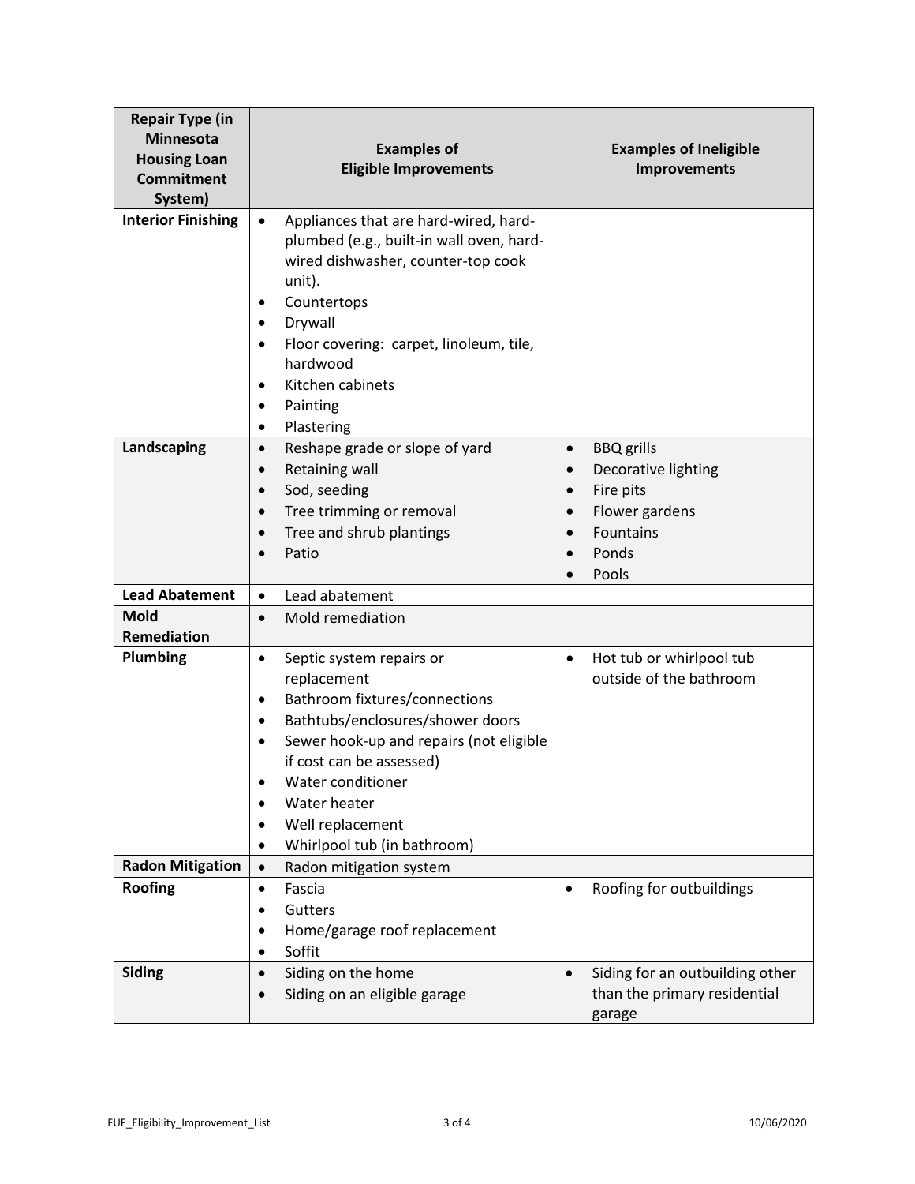| Repair Type (in Minnesota Housing Loan Commitment System) | Examples of Eligible Improvements | Examples of Ineligible Improvements |
|---|---|---|
| **Interior Finishing** | • Appliances that are hard-wired, hard-plumbed (e.g., built-in wall oven, hard-wired dishwasher, counter-top cook unit).<br>• Countertops<br>• Drywall<br>• Floor covering: carpet, linoleum, tile, hardwood<br>• Kitchen cabinets<br>• Painting<br>• Plastering | |
| **Landscaping** | • Reshape grade or slope of yard<br>• Retaining wall<br>• Sod, seeding<br>• Tree trimming or removal<br>• Tree and shrub plantings<br>• Patio | • BBQ grills<br>• Decorative lighting<br>• Fire pits<br>• Flower gardens<br>• Fountains<br>• Ponds<br>• Pools |
| **Lead Abatement** | • Lead abatement | |
| **Mold Remediation** | • Mold remediation | |
| **Plumbing** | • Septic system repairs or replacement<br>• Bathroom fixtures/connections<br>• Bathtubs/enclosures/shower doors<br>• Sewer hook-up and repairs (not eligible if cost can be assessed)<br>• Water conditioner<br>• Water heater<br>• Well replacement<br>• Whirlpool tub (in bathroom) | • Hot tub or whirlpool tub outside of the bathroom |
| **Radon Mitigation** | • Radon mitigation system | |
| **Roofing** | • Fascia<br>• Gutters<br>• Home/garage roof replacement<br>• Soffit | • Roofing for outbuildings |
| **Siding** | • Siding on the home<br>• Siding on an eligible garage | • Siding for an outbuilding other than the primary residential garage |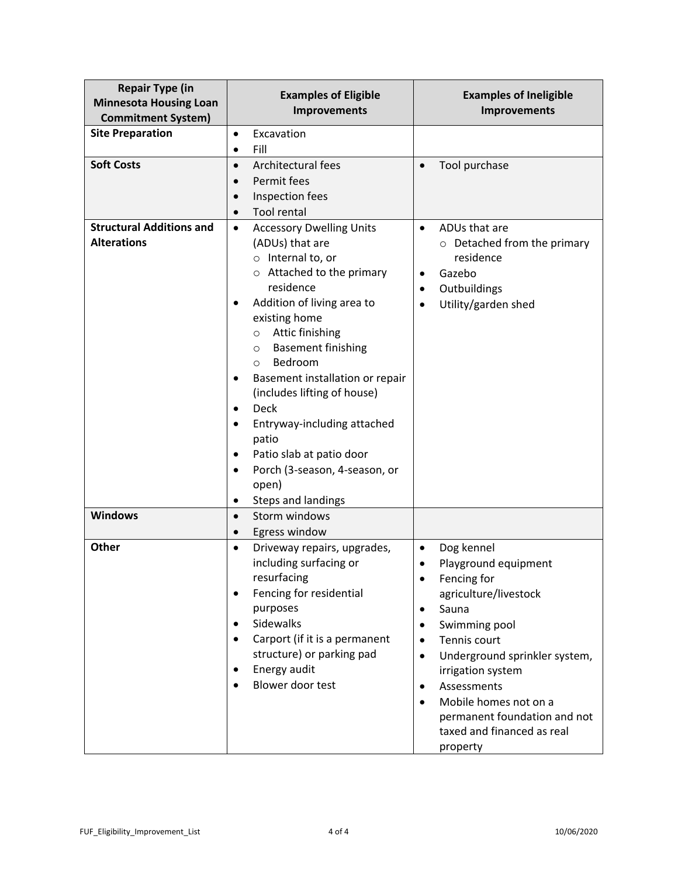| Repair Type (in Minnesota Housing Loan Commitment System) | Examples of Eligible Improvements | Examples of Ineligible Improvements |
|---|---|---|
| **Site Preparation** | • Excavation<br>• Fill | |
| **Soft Costs** | • Architectural fees<br>• Permit fees<br>• Inspection fees<br>• Tool rental | • Tool purchase |
| **Structural Additions and Alterations** | • Accessory Dwelling Units (ADUs) that are<br>&nbsp;&nbsp;○ Internal to, or<br>&nbsp;&nbsp;○ Attached to the primary residence<br>• Addition of living area to existing home<br>&nbsp;&nbsp;○ Attic finishing<br>&nbsp;&nbsp;○ Basement finishing<br>&nbsp;&nbsp;○ Bedroom<br>• Basement installation or repair (includes lifting of house)<br>• Deck<br>• Entryway-including attached patio<br>• Patio slab at patio door<br>• Porch (3-season, 4-season, or open)<br>• Steps and landings | • ADUs that are<br>&nbsp;&nbsp;○ Detached from the primary residence<br>• Gazebo<br>• Outbuildings<br>• Utility/garden shed |
| **Windows** | • Storm windows<br>• Egress window | |
| **Other** | • Driveway repairs, upgrades, including surfacing or resurfacing<br>• Fencing for residential purposes<br>• Sidewalks<br>• Carport (if it is a permanent structure) or parking pad<br>• Energy audit<br>• Blower door test | • Dog kennel<br>• Playground equipment<br>• Fencing for agriculture/livestock<br>• Sauna<br>• Swimming pool<br>• Tennis court<br>• Underground sprinkler system, irrigation system<br>• Assessments<br>• Mobile homes not on a permanent foundation and not taxed and financed as real property |